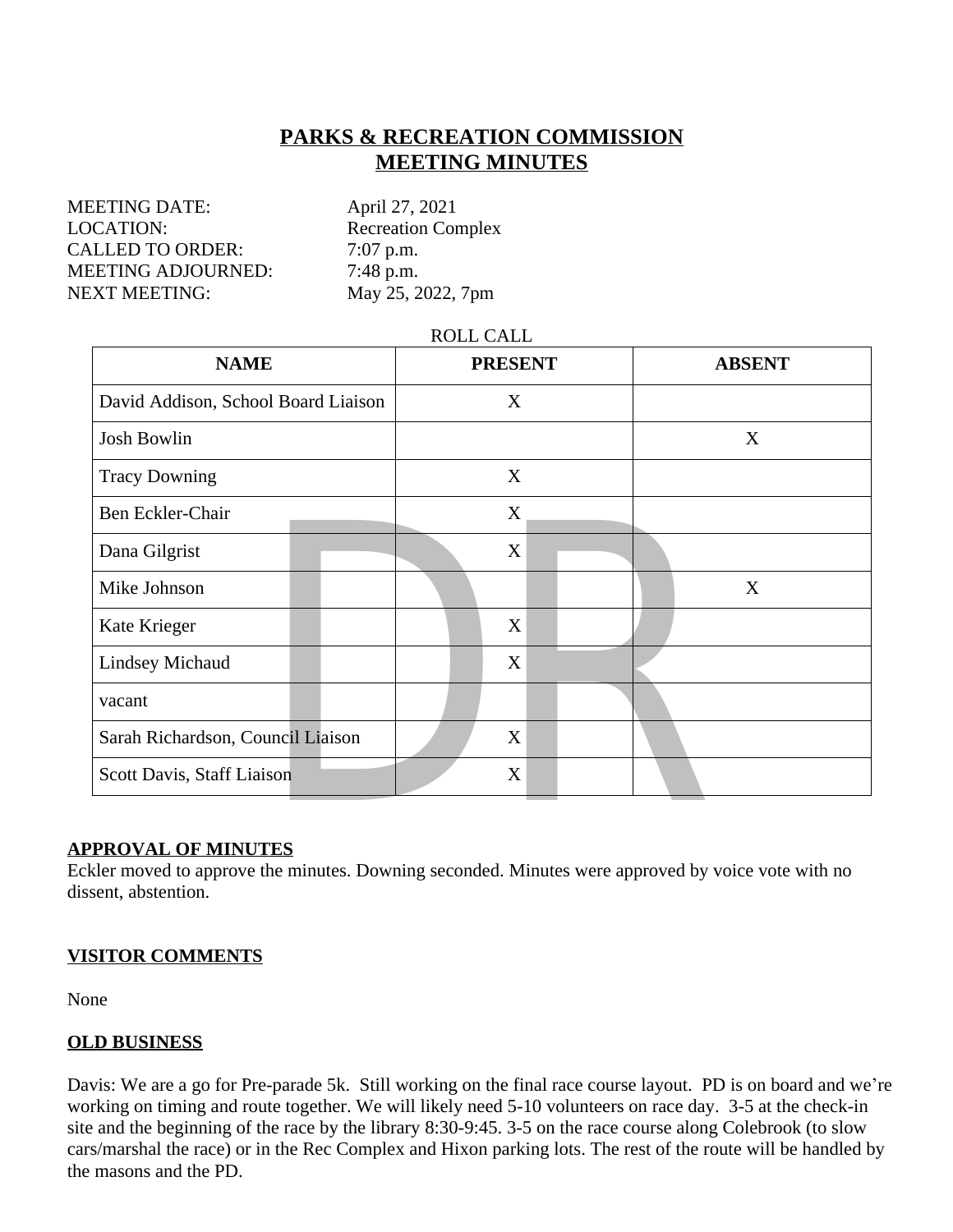# PARKS & RECREATION COMMISSION MEETING MINUTES

MEETING DATE: April 27, 2021
LOCATION: Recreation Complex
CALLED TO ORDER: 7:07 p.m.
MEETING ADJOURNED: 7:48 p.m.
NEXT MEETING: May 25, 2022, 7pm

ROLL CALL

| NAME | PRESENT | ABSENT |
| --- | --- | --- |
| David Addison, School Board Liaison | X | |
| Josh Bowlin | | X |
| Tracy Downing | X | |
| Ben Eckler-Chair | X | |
| Dana Gilgrist | X | |
| Mike Johnson | | X |
| Kate Krieger | X | |
| Lindsey Michaud | X | |
| vacant | | |
| Sarah Richardson, Council Liaison | X | |
| Scott Davis, Staff Liaison | X | |

## APPROVAL OF MINUTES

Eckler moved to approve the minutes. Downing seconded. Minutes were approved by voice vote with no dissent, abstention.

## VISITOR COMMENTS

None

## OLD BUSINESS

Davis: We are a go for Pre-parade 5k. Still working on the final race course layout. PD is on board and we're working on timing and route together. We will likely need 5-10 volunteers on race day. 3-5 at the check-in site and the beginning of the race by the library 8:30-9:45. 3-5 on the race course along Colebrook (to slow cars/marshal the race) or in the Rec Complex and Hixon parking lots. The rest of the route will be handled by the masons and the PD.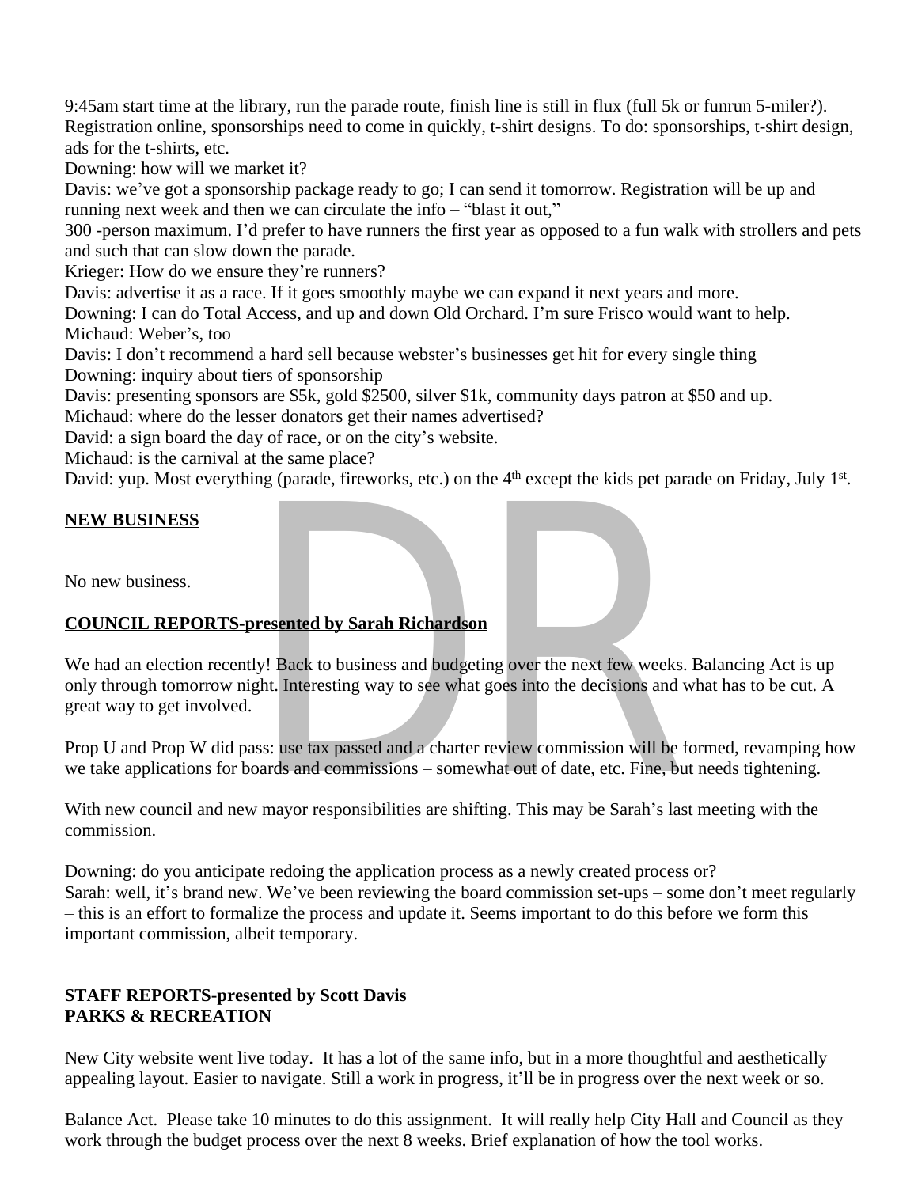9:45am start time at the library, run the parade route, finish line is still in flux (full 5k or funrun 5-miler?). Registration online, sponsorships need to come in quickly, t-shirt designs. To do: sponsorships, t-shirt design, ads for the t-shirts, etc.

Downing: how will we market it?

Davis: we've got a sponsorship package ready to go; I can send it tomorrow. Registration will be up and running next week and then we can circulate the info – "blast it out,"

300 -person maximum. I'd prefer to have runners the first year as opposed to a fun walk with strollers and pets and such that can slow down the parade.

Krieger: How do we ensure they're runners?

Davis: advertise it as a race. If it goes smoothly maybe we can expand it next years and more.

Downing: I can do Total Access, and up and down Old Orchard. I'm sure Frisco would want to help.

Michaud: Weber's, too

Davis: I don't recommend a hard sell because webster's businesses get hit for every single thing

Downing: inquiry about tiers of sponsorship

Davis: presenting sponsors are $5k, gold $2500, silver $1k, community days patron at $50 and up.

Michaud: where do the lesser donators get their names advertised?

David: a sign board the day of race, or on the city's website.

Michaud: is the carnival at the same place?

David: yup. Most everything (parade, fireworks, etc.) on the 4th except the kids pet parade on Friday, July 1st.

**NEW BUSINESS**

No new business.

**COUNCIL REPORTS-presented by Sarah Richardson**

We had an election recently! Back to business and budgeting over the next few weeks. Balancing Act is up only through tomorrow night. Interesting way to see what goes into the decisions and what has to be cut. A great way to get involved.

Prop U and Prop W did pass: use tax passed and a charter review commission will be formed, revamping how we take applications for boards and commissions – somewhat out of date, etc. Fine, but needs tightening.

With new council and new mayor responsibilities are shifting. This may be Sarah's last meeting with the commission.

Downing: do you anticipate redoing the application process as a newly created process or?

Sarah: well, it's brand new. We've been reviewing the board commission set-ups – some don't meet regularly – this is an effort to formalize the process and update it. Seems important to do this before we form this important commission, albeit temporary.

**STAFF REPORTS-presented by Scott Davis**

**PARKS & RECREATION**

New City website went live today. It has a lot of the same info, but in a more thoughtful and aesthetically appealing layout. Easier to navigate. Still a work in progress, it'll be in progress over the next week or so.

Balance Act. Please take 10 minutes to do this assignment. It will really help City Hall and Council as they work through the budget process over the next 8 weeks. Brief explanation of how the tool works.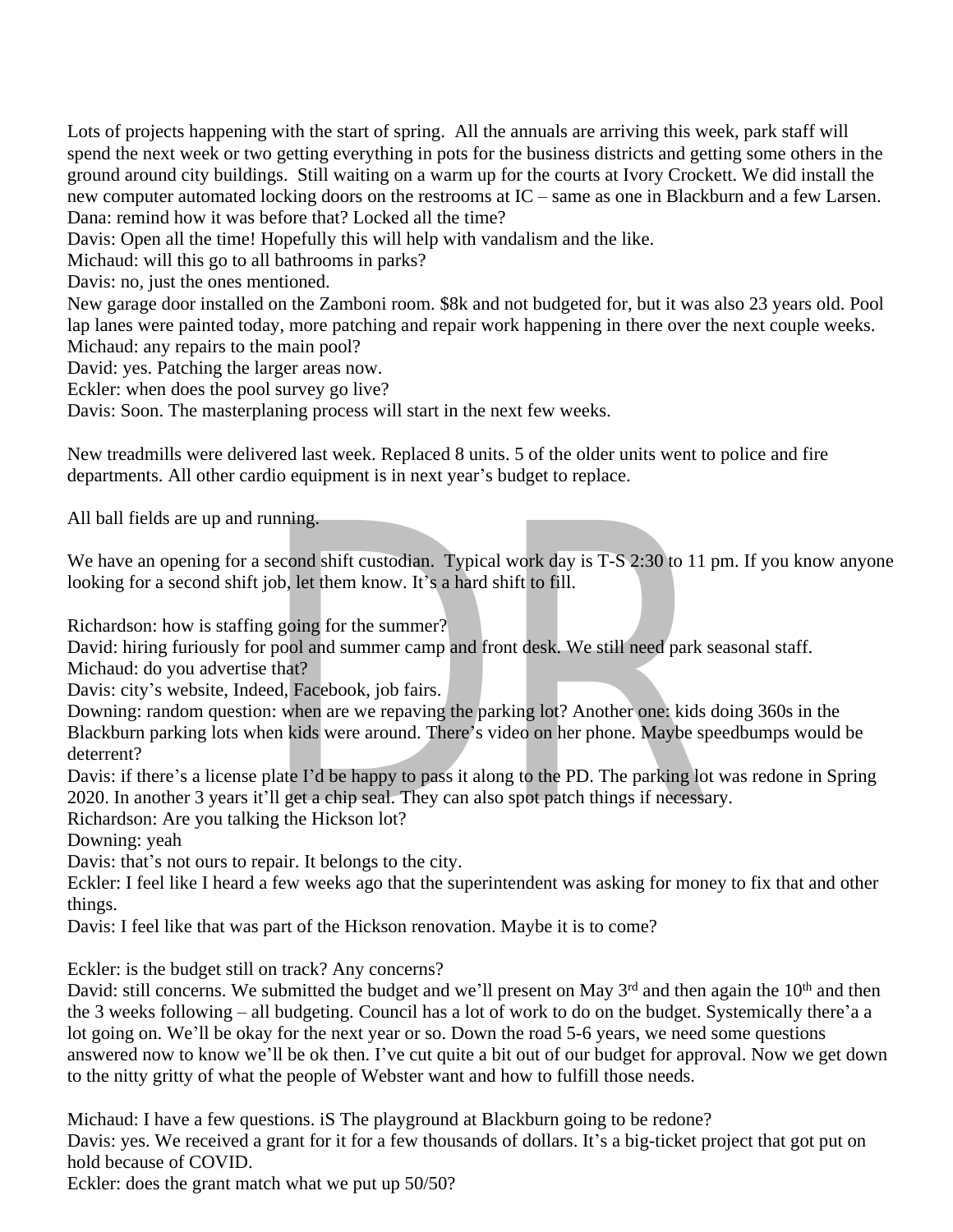Lots of projects happening with the start of spring. All the annuals are arriving this week, park staff will spend the next week or two getting everything in pots for the business districts and getting some others in the ground around city buildings. Still waiting on a warm up for the courts at Ivory Crockett. We did install the new computer automated locking doors on the restrooms at IC – same as one in Blackburn and a few Larsen.
Dana: remind how it was before that? Locked all the time?
Davis: Open all the time! Hopefully this will help with vandalism and the like.
Michaud: will this go to all bathrooms in parks?
Davis: no, just the ones mentioned.
New garage door installed on the Zamboni room. $8k and not budgeted for, but it was also 23 years old. Pool lap lanes were painted today, more patching and repair work happening in there over the next couple weeks.
Michaud: any repairs to the main pool?
David: yes. Patching the larger areas now.
Eckler: when does the pool survey go live?
Davis: Soon. The masterplaning process will start in the next few weeks.

New treadmills were delivered last week. Replaced 8 units. 5 of the older units went to police and fire departments. All other cardio equipment is in next year's budget to replace.

All ball fields are up and running.

We have an opening for a second shift custodian. Typical work day is T-S 2:30 to 11 pm. If you know anyone looking for a second shift job, let them know. It's a hard shift to fill.

Richardson: how is staffing going for the summer?
David: hiring furiously for pool and summer camp and front desk. We still need park seasonal staff.
Michaud: do you advertise that?
Davis: city's website, Indeed, Facebook, job fairs.
Downing: random question: when are we repaving the parking lot? Another one: kids doing 360s in the Blackburn parking lots when kids were around. There's video on her phone. Maybe speedbumps would be deterrent?
Davis: if there's a license plate I'd be happy to pass it along to the PD. The parking lot was redone in Spring 2020. In another 3 years it'll get a chip seal. They can also spot patch things if necessary.
Richardson: Are you talking the Hickson lot?
Downing: yeah
Davis: that's not ours to repair. It belongs to the city.
Eckler: I feel like I heard a few weeks ago that the superintendent was asking for money to fix that and other things.
Davis: I feel like that was part of the Hickson renovation. Maybe it is to come?

Eckler: is the budget still on track? Any concerns?
David: still concerns. We submitted the budget and we'll present on May 3rd and then again the 10th and then the 3 weeks following – all budgeting. Council has a lot of work to do on the budget. Systemically there'a a lot going on. We'll be okay for the next year or so. Down the road 5-6 years, we need some questions answered now to know we'll be ok then. I've cut quite a bit out of our budget for approval. Now we get down to the nitty gritty of what the people of Webster want and how to fulfill those needs.

Michaud: I have a few questions. iS The playground at Blackburn going to be redone?
Davis: yes. We received a grant for it for a few thousands of dollars. It's a big-ticket project that got put on hold because of COVID.
Eckler: does the grant match what we put up 50/50?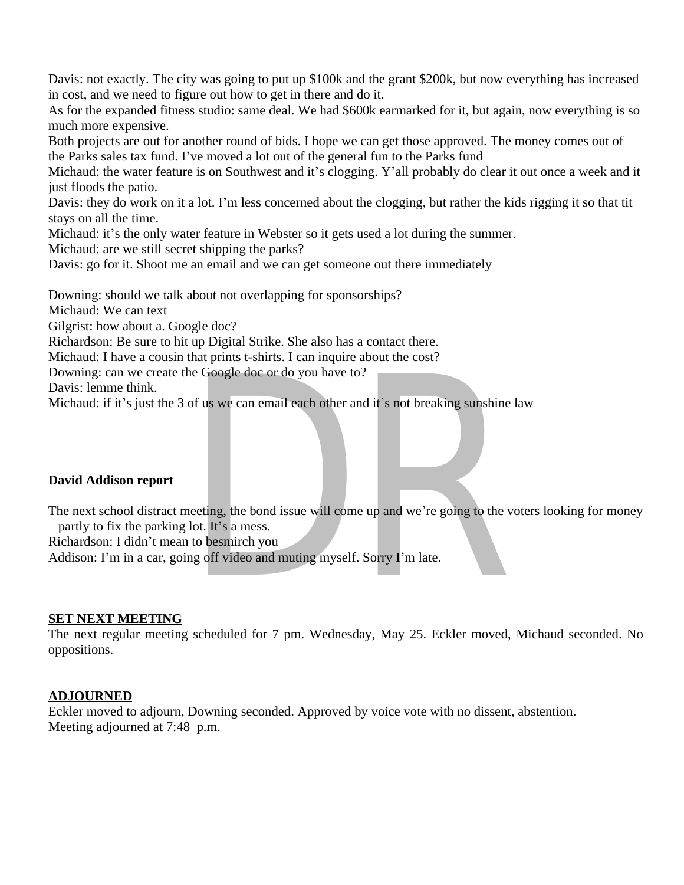Davis: not exactly. The city was going to put up $100k and the grant $200k, but now everything has increased in cost, and we need to figure out how to get in there and do it.

As for the expanded fitness studio: same deal. We had $600k earmarked for it, but again, now everything is so much more expensive.

Both projects are out for another round of bids. I hope we can get those approved. The money comes out of the Parks sales tax fund. I've moved a lot out of the general fun to the Parks fund

Michaud: the water feature is on Southwest and it's clogging. Y'all probably do clear it out once a week and it just floods the patio.

Davis: they do work on it a lot. I'm less concerned about the clogging, but rather the kids rigging it so that tit stays on all the time.

Michaud: it's the only water feature in Webster so it gets used a lot during the summer.

Michaud: are we still secret shipping the parks?

Davis: go for it. Shoot me an email and we can get someone out there immediately

Downing: should we talk about not overlapping for sponsorships?

Michaud: We can text

Gilgrist: how about a. Google doc?

Richardson: Be sure to hit up Digital Strike. She also has a contact there.

Michaud: I have a cousin that prints t-shirts. I can inquire about the cost?

Downing: can we create the Google doc or do you have to?

Davis: lemme think.

Michaud: if it's just the 3 of us we can email each other and it's not breaking sunshine law

**David Addison report**

The next school distract meeting, the bond issue will come up and we're going to the voters looking for money – partly to fix the parking lot. It's a mess.

Richardson: I didn't mean to besmirch you

Addison: I'm in a car, going off video and muting myself. Sorry I'm late.

**SET NEXT MEETING**

The next regular meeting scheduled for 7 pm. Wednesday, May 25. Eckler moved, Michaud seconded. No oppositions.

**ADJOURNED**

Eckler moved to adjourn, Downing seconded. Approved by voice vote with no dissent, abstention.

Meeting adjourned at 7:48 p.m.